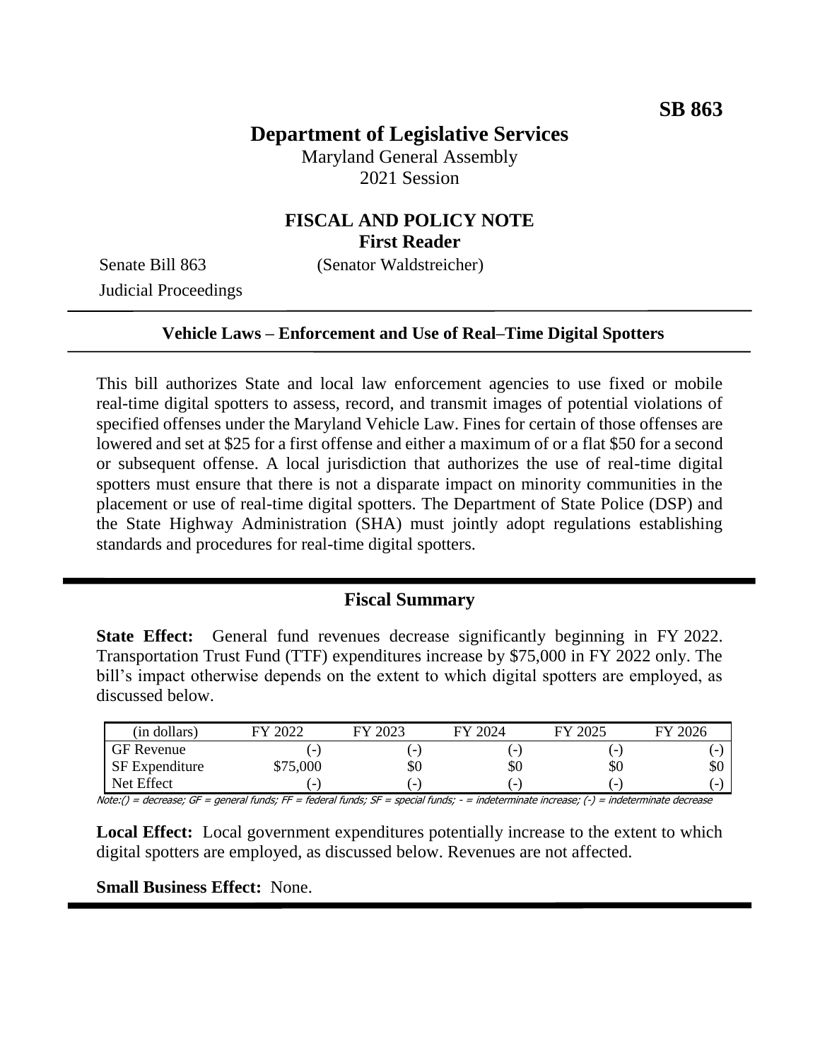**SB 863**

# Department of Legislative Services

Maryland General Assembly
2021 Session

## FISCAL AND POLICY NOTE
**First Reader**

Senate Bill 863 (Senator Waldstreicher)
Judicial Proceedings

---

**Vehicle Laws – Enforcement and Use of Real–Time Digital Spotters**

---

This bill authorizes State and local law enforcement agencies to use fixed or mobile real-time digital spotters to assess, record, and transmit images of potential violations of specified offenses under the Maryland Vehicle Law. Fines for certain of those offenses are lowered and set at $25 for a first offense and either a maximum of or a flat $50 for a second or subsequent offense. A local jurisdiction that authorizes the use of real-time digital spotters must ensure that there is not a disparate impact on minority communities in the placement or use of real-time digital spotters. The Department of State Police (DSP) and the State Highway Administration (SHA) must jointly adopt regulations establishing standards and procedures for real-time digital spotters.

---

## Fiscal Summary

**State Effect:** General fund revenues decrease significantly beginning in FY 2022. Transportation Trust Fund (TTF) expenditures increase by $75,000 in FY 2022 only. The bill's impact otherwise depends on the extent to which digital spotters are employed, as discussed below.

| (in dollars) | FY 2022 | FY 2023 | FY 2024 | FY 2025 | FY 2026 |
|---|---|---|---|---|---|
| GF Revenue | (-) | (-) | (-) | (-) | (-) |
| SF Expenditure | $75,000 | $0 | $0 | $0 | $0 |
| Net Effect | (-) | (-) | (-) | (-) | (-) |

Note:() = decrease; GF = general funds; FF = federal funds; SF = special funds; - = indeterminate increase; (-) = indeterminate decrease

**Local Effect:** Local government expenditures potentially increase to the extent to which digital spotters are employed, as discussed below. Revenues are not affected.

**Small Business Effect:** None.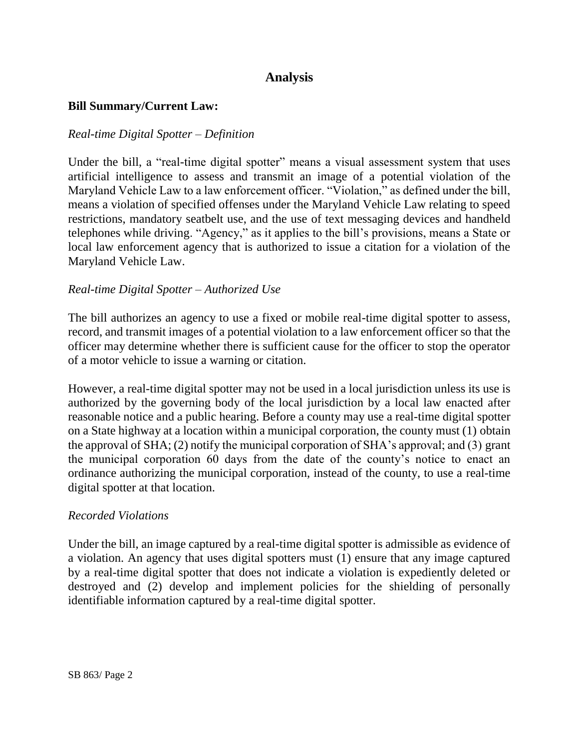## Analysis

### Bill Summary/Current Law:

*Real-time Digital Spotter – Definition*

Under the bill, a "real-time digital spotter" means a visual assessment system that uses artificial intelligence to assess and transmit an image of a potential violation of the Maryland Vehicle Law to a law enforcement officer. "Violation," as defined under the bill, means a violation of specified offenses under the Maryland Vehicle Law relating to speed restrictions, mandatory seatbelt use, and the use of text messaging devices and handheld telephones while driving. "Agency," as it applies to the bill's provisions, means a State or local law enforcement agency that is authorized to issue a citation for a violation of the Maryland Vehicle Law.

*Real-time Digital Spotter – Authorized Use*

The bill authorizes an agency to use a fixed or mobile real-time digital spotter to assess, record, and transmit images of a potential violation to a law enforcement officer so that the officer may determine whether there is sufficient cause for the officer to stop the operator of a motor vehicle to issue a warning or citation.

However, a real-time digital spotter may not be used in a local jurisdiction unless its use is authorized by the governing body of the local jurisdiction by a local law enacted after reasonable notice and a public hearing. Before a county may use a real-time digital spotter on a State highway at a location within a municipal corporation, the county must (1) obtain the approval of SHA; (2) notify the municipal corporation of SHA's approval; and (3) grant the municipal corporation 60 days from the date of the county's notice to enact an ordinance authorizing the municipal corporation, instead of the county, to use a real-time digital spotter at that location.

*Recorded Violations*

Under the bill, an image captured by a real-time digital spotter is admissible as evidence of a violation. An agency that uses digital spotters must (1) ensure that any image captured by a real-time digital spotter that does not indicate a violation is expediently deleted or destroyed and (2) develop and implement policies for the shielding of personally identifiable information captured by a real-time digital spotter.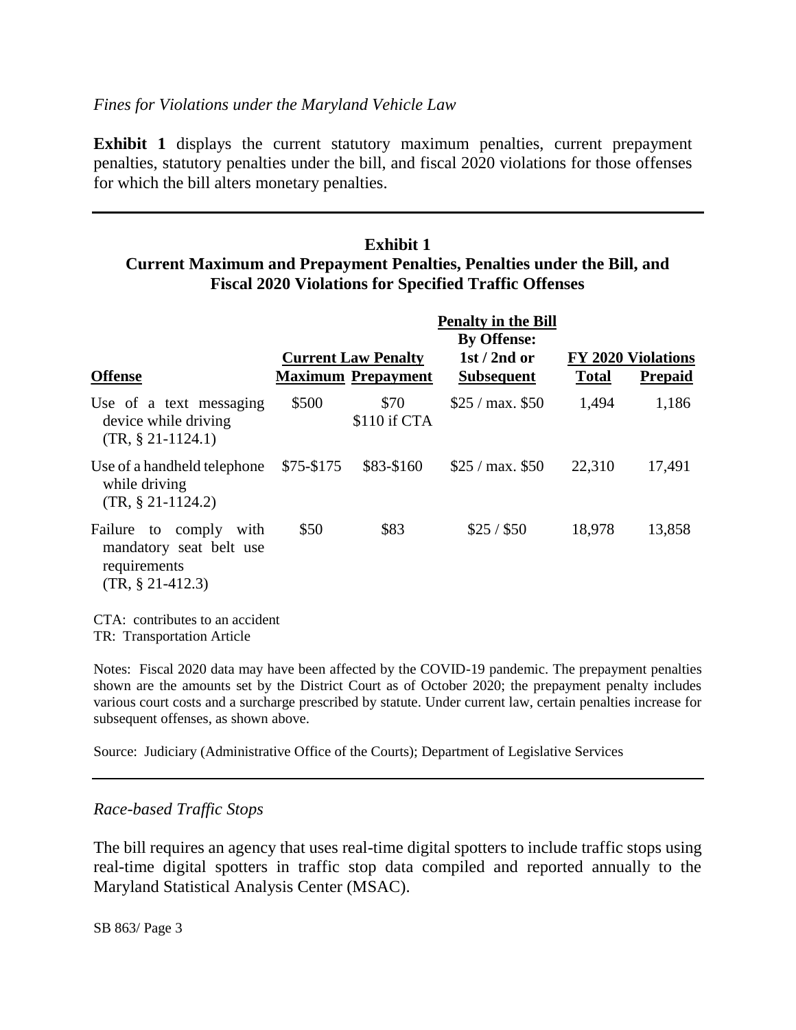*Fines for Violations under the Maryland Vehicle Law*

**Exhibit 1** displays the current statutory maximum penalties, current prepayment penalties, statutory penalties under the bill, and fiscal 2020 violations for those offenses for which the bill alters monetary penalties.

**Exhibit 1**
**Current Maximum and Prepayment Penalties, Penalties under the Bill, and Fiscal 2020 Violations for Specified Traffic Offenses**

| | Current Law Penalty | | Penalty in the Bill By Offense: | FY 2020 Violations | |
|---|---|---|---|---|---|
| **Offense** | **Maximum** | **Prepayment** | **1st / 2nd or Subsequent** | **Total** | **Prepaid** |
| Use of a text messaging device while driving (TR, § 21-1124.1) | $500 | $70 $110 if CTA | $25 / max. $50 | 1,494 | 1,186 |
| Use of a handheld telephone while driving (TR, § 21-1124.2) | $75-$175 | $83-$160 | $25 / max. $50 | 22,310 | 17,491 |
| Failure to comply with mandatory seat belt use requirements (TR, § 21-412.3) | $50 | $83 | $25 / $50 | 18,978 | 13,858 |

CTA: contributes to an accident
TR: Transportation Article

Notes: Fiscal 2020 data may have been affected by the COVID-19 pandemic. The prepayment penalties shown are the amounts set by the District Court as of October 2020; the prepayment penalty includes various court costs and a surcharge prescribed by statute. Under current law, certain penalties increase for subsequent offenses, as shown above.

Source: Judiciary (Administrative Office of the Courts); Department of Legislative Services

*Race-based Traffic Stops*

The bill requires an agency that uses real-time digital spotters to include traffic stops using real-time digital spotters in traffic stop data compiled and reported annually to the Maryland Statistical Analysis Center (MSAC).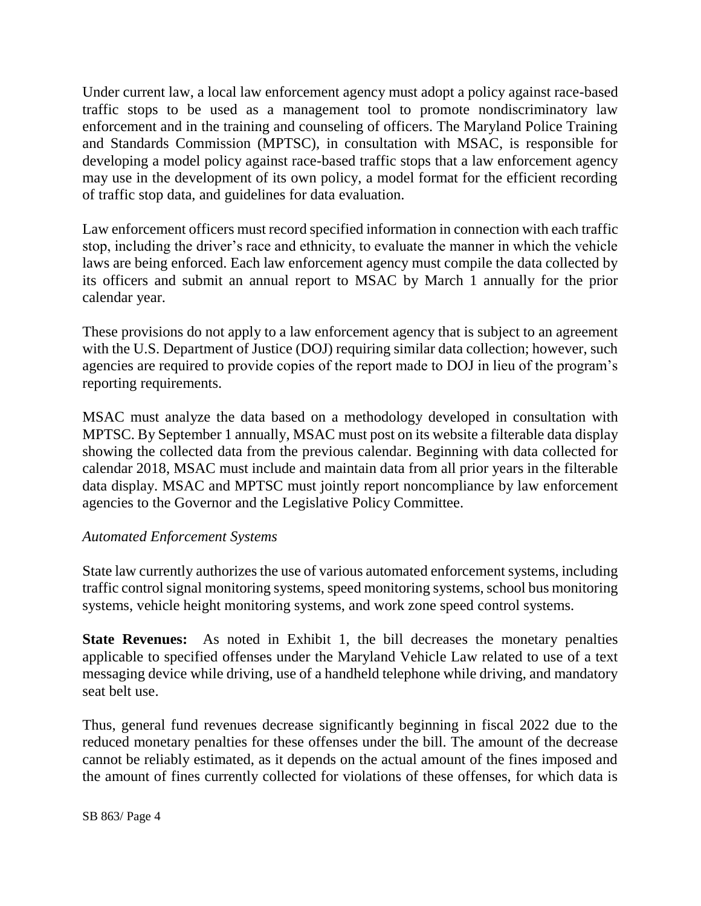Under current law, a local law enforcement agency must adopt a policy against race-based traffic stops to be used as a management tool to promote nondiscriminatory law enforcement and in the training and counseling of officers. The Maryland Police Training and Standards Commission (MPTSC), in consultation with MSAC, is responsible for developing a model policy against race-based traffic stops that a law enforcement agency may use in the development of its own policy, a model format for the efficient recording of traffic stop data, and guidelines for data evaluation.

Law enforcement officers must record specified information in connection with each traffic stop, including the driver's race and ethnicity, to evaluate the manner in which the vehicle laws are being enforced. Each law enforcement agency must compile the data collected by its officers and submit an annual report to MSAC by March 1 annually for the prior calendar year.

These provisions do not apply to a law enforcement agency that is subject to an agreement with the U.S. Department of Justice (DOJ) requiring similar data collection; however, such agencies are required to provide copies of the report made to DOJ in lieu of the program's reporting requirements.

MSAC must analyze the data based on a methodology developed in consultation with MPTSC. By September 1 annually, MSAC must post on its website a filterable data display showing the collected data from the previous calendar. Beginning with data collected for calendar 2018, MSAC must include and maintain data from all prior years in the filterable data display. MSAC and MPTSC must jointly report noncompliance by law enforcement agencies to the Governor and the Legislative Policy Committee.

*Automated Enforcement Systems*

State law currently authorizes the use of various automated enforcement systems, including traffic control signal monitoring systems, speed monitoring systems, school bus monitoring systems, vehicle height monitoring systems, and work zone speed control systems.

**State Revenues:** As noted in Exhibit 1, the bill decreases the monetary penalties applicable to specified offenses under the Maryland Vehicle Law related to use of a text messaging device while driving, use of a handheld telephone while driving, and mandatory seat belt use.

Thus, general fund revenues decrease significantly beginning in fiscal 2022 due to the reduced monetary penalties for these offenses under the bill. The amount of the decrease cannot be reliably estimated, as it depends on the actual amount of the fines imposed and the amount of fines currently collected for violations of these offenses, for which data is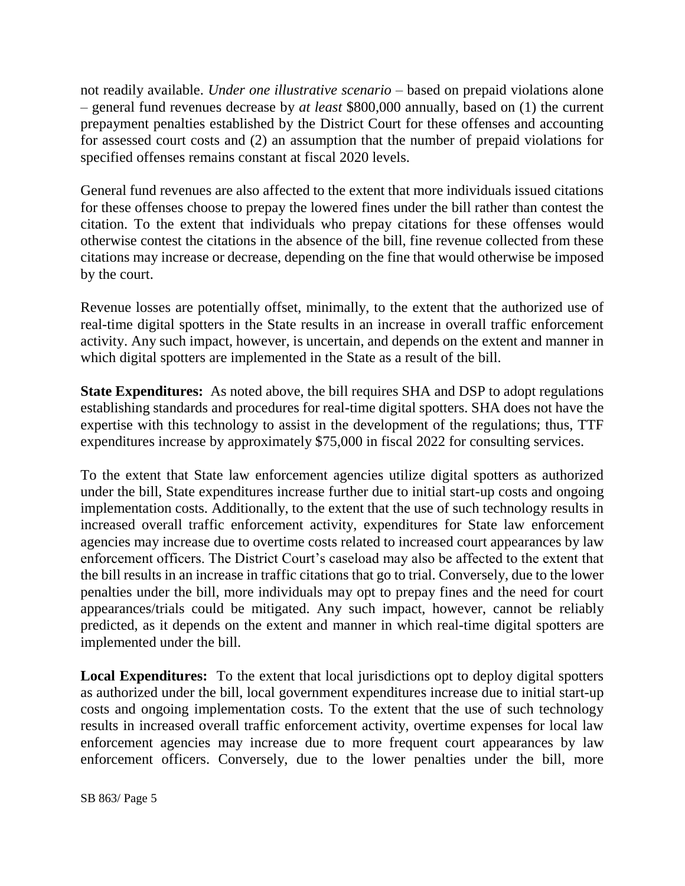not readily available. *Under one illustrative scenario* – based on prepaid violations alone – general fund revenues decrease by *at least* $800,000 annually, based on (1) the current prepayment penalties established by the District Court for these offenses and accounting for assessed court costs and (2) an assumption that the number of prepaid violations for specified offenses remains constant at fiscal 2020 levels.

General fund revenues are also affected to the extent that more individuals issued citations for these offenses choose to prepay the lowered fines under the bill rather than contest the citation. To the extent that individuals who prepay citations for these offenses would otherwise contest the citations in the absence of the bill, fine revenue collected from these citations may increase or decrease, depending on the fine that would otherwise be imposed by the court.

Revenue losses are potentially offset, minimally, to the extent that the authorized use of real-time digital spotters in the State results in an increase in overall traffic enforcement activity. Any such impact, however, is uncertain, and depends on the extent and manner in which digital spotters are implemented in the State as a result of the bill.

**State Expenditures:** As noted above, the bill requires SHA and DSP to adopt regulations establishing standards and procedures for real-time digital spotters. SHA does not have the expertise with this technology to assist in the development of the regulations; thus, TTF expenditures increase by approximately $75,000 in fiscal 2022 for consulting services.

To the extent that State law enforcement agencies utilize digital spotters as authorized under the bill, State expenditures increase further due to initial start-up costs and ongoing implementation costs. Additionally, to the extent that the use of such technology results in increased overall traffic enforcement activity, expenditures for State law enforcement agencies may increase due to overtime costs related to increased court appearances by law enforcement officers. The District Court's caseload may also be affected to the extent that the bill results in an increase in traffic citations that go to trial. Conversely, due to the lower penalties under the bill, more individuals may opt to prepay fines and the need for court appearances/trials could be mitigated. Any such impact, however, cannot be reliably predicted, as it depends on the extent and manner in which real-time digital spotters are implemented under the bill.

**Local Expenditures:** To the extent that local jurisdictions opt to deploy digital spotters as authorized under the bill, local government expenditures increase due to initial start-up costs and ongoing implementation costs. To the extent that the use of such technology results in increased overall traffic enforcement activity, overtime expenses for local law enforcement agencies may increase due to more frequent court appearances by law enforcement officers. Conversely, due to the lower penalties under the bill, more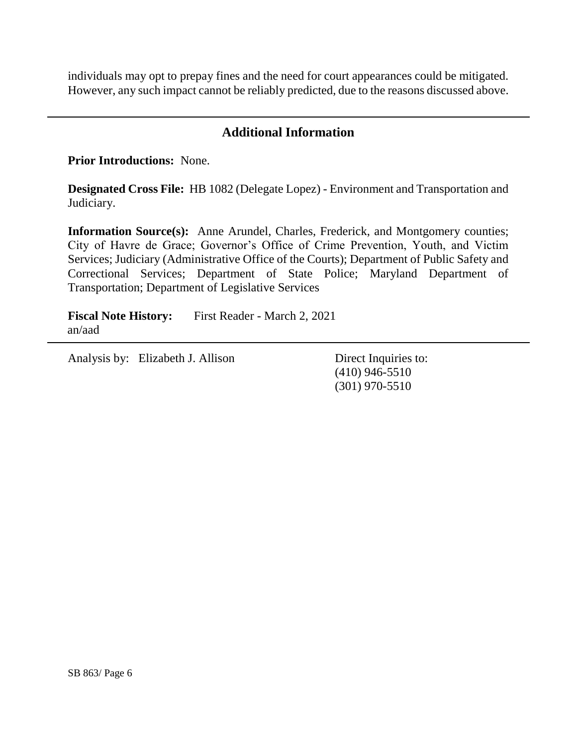individuals may opt to prepay fines and the need for court appearances could be mitigated. However, any such impact cannot be reliably predicted, due to the reasons discussed above.

---

## Additional Information

**Prior Introductions:** None.

**Designated Cross File:** HB 1082 (Delegate Lopez) - Environment and Transportation and Judiciary.

**Information Source(s):** Anne Arundel, Charles, Frederick, and Montgomery counties; City of Havre de Grace; Governor's Office of Crime Prevention, Youth, and Victim Services; Judiciary (Administrative Office of the Courts); Department of Public Safety and Correctional Services; Department of State Police; Maryland Department of Transportation; Department of Legislative Services

**Fiscal Note History:** First Reader - March 2, 2021
an/aad

---

Analysis by: Elizabeth J. Allison

Direct Inquiries to:
(410) 946-5510
(301) 970-5510